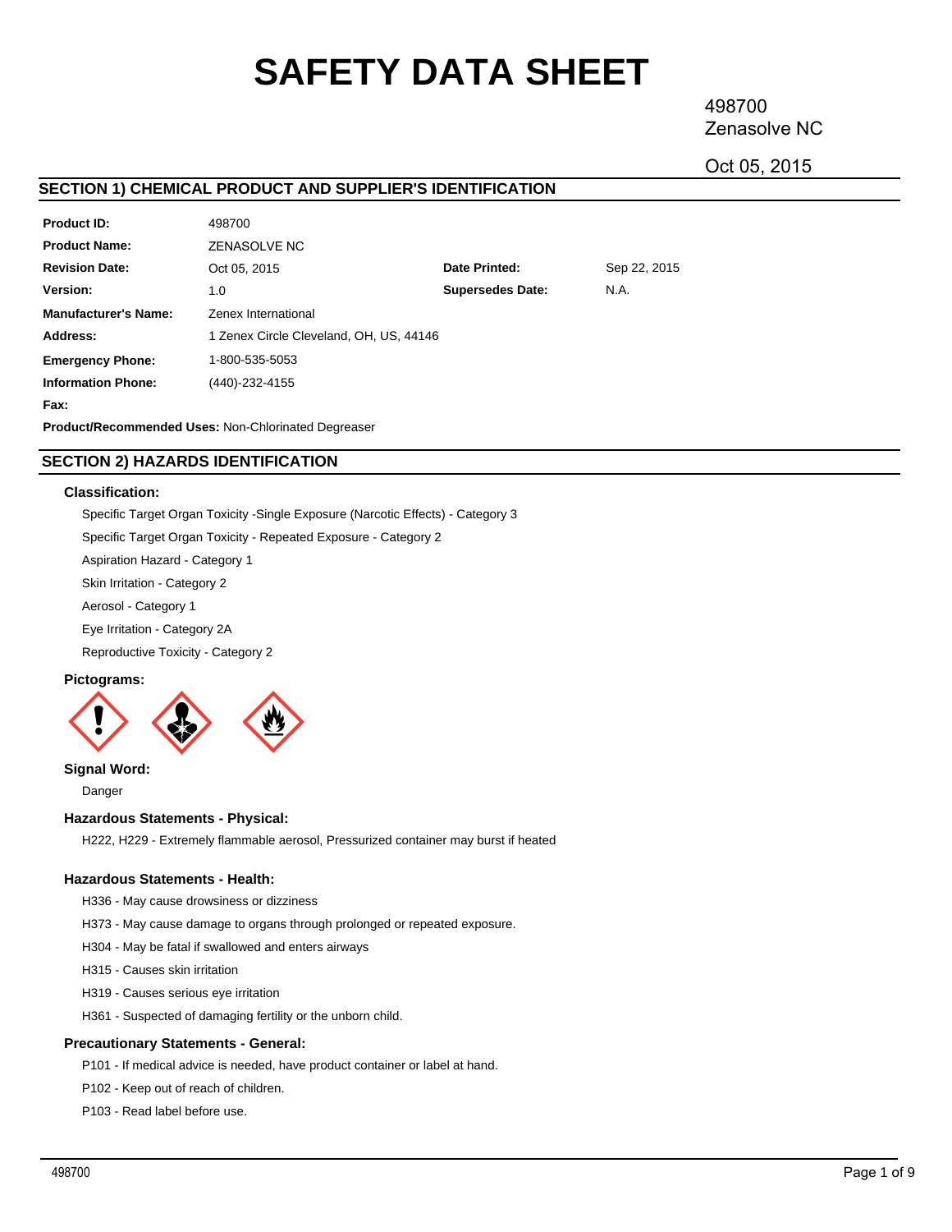# SAFETY DATA SHEET

498700
Zenasolve NC

Oct 05, 2015

## SECTION 1) CHEMICAL PRODUCT AND SUPPLIER'S IDENTIFICATION

| | | | |
|---|---|---|---|
| **Product ID:** | 498700 | | |
| **Product Name:** | ZENASOLVE NC | | |
| **Revision Date:** | Oct 05, 2015 | **Date Printed:** | Sep 22, 2015 |
| **Version:** | 1.0 | **Supersedes Date:** | N.A. |
| **Manufacturer's Name:** | Zenex International | | |
| **Address:** | 1 Zenex Circle Cleveland, OH, US, 44146 | | |
| **Emergency Phone:** | 1-800-535-5053 | | |
| **Information Phone:** | (440)-232-4155 | | |
| **Fax:** | | | |

**Product/Recommended Uses:** Non-Chlorinated Degreaser

## SECTION 2) HAZARDS IDENTIFICATION

### Classification:

Specific Target Organ Toxicity -Single Exposure (Narcotic Effects) - Category 3

Specific Target Organ Toxicity - Repeated Exposure - Category 2

Aspiration Hazard - Category 1

Skin Irritation - Category 2

Aerosol - Category 1

Eye Irritation - Category 2A

Reproductive Toxicity - Category 2

### Pictograms:

### Signal Word:

Danger

### Hazardous Statements - Physical:

H222, H229 - Extremely flammable aerosol, Pressurized container may burst if heated

### Hazardous Statements - Health:

H336 - May cause drowsiness or dizziness

H373 - May cause damage to organs through prolonged or repeated exposure.

H304 - May be fatal if swallowed and enters airways

H315 - Causes skin irritation

H319 - Causes serious eye irritation

H361 - Suspected of damaging fertility or the unborn child.

### Precautionary Statements - General:

P101 - If medical advice is needed, have product container or label at hand.

P102 - Keep out of reach of children.

P103 - Read label before use.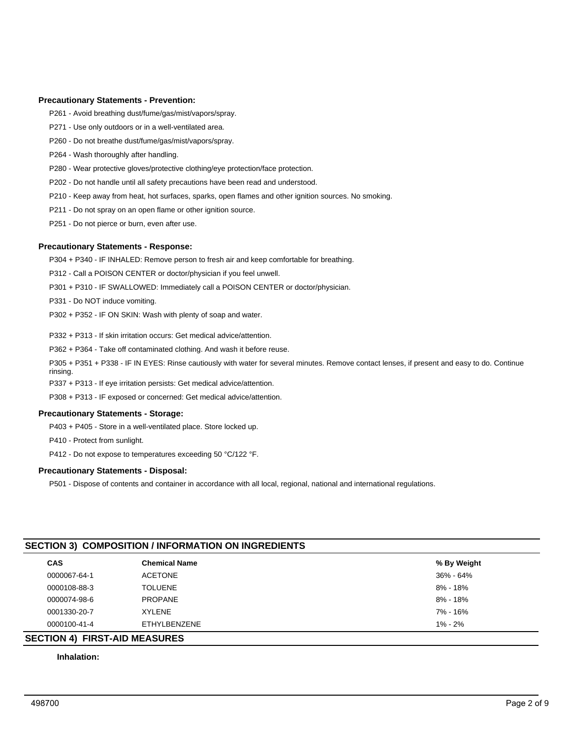**Precautionary Statements - Prevention:**

P261 - Avoid breathing dust/fume/gas/mist/vapors/spray.

P271 - Use only outdoors or in a well-ventilated area.

P260 - Do not breathe dust/fume/gas/mist/vapors/spray.

P264 - Wash thoroughly after handling.

P280 - Wear protective gloves/protective clothing/eye protection/face protection.

P202 - Do not handle until all safety precautions have been read and understood.

P210 - Keep away from heat, hot surfaces, sparks, open flames and other ignition sources. No smoking.

P211 - Do not spray on an open flame or other ignition source.

P251 - Do not pierce or burn, even after use.

**Precautionary Statements - Response:**

P304 + P340 - IF INHALED: Remove person to fresh air and keep comfortable for breathing.

P312 - Call a POISON CENTER or doctor/physician if you feel unwell.

P301 + P310 - IF SWALLOWED: Immediately call a POISON CENTER or doctor/physician.

P331 - Do NOT induce vomiting.

P302 + P352 - IF ON SKIN: Wash with plenty of soap and water.

P332 + P313 - If skin irritation occurs: Get medical advice/attention.

P362 + P364 - Take off contaminated clothing. And wash it before reuse.

P305 + P351 + P338 - IF IN EYES: Rinse cautiously with water for several minutes. Remove contact lenses, if present and easy to do. Continue rinsing.

P337 + P313 - If eye irritation persists: Get medical advice/attention.

P308 + P313 - IF exposed or concerned: Get medical advice/attention.

**Precautionary Statements - Storage:**

P403 + P405 - Store in a well-ventilated place. Store locked up.

P410 - Protect from sunlight.

P412 - Do not expose to temperatures exceeding 50 °C/122 °F.

**Precautionary Statements - Disposal:**

P501 - Dispose of contents and container in accordance with all local, regional, national and international regulations.

## SECTION 3) COMPOSITION / INFORMATION ON INGREDIENTS

| CAS | Chemical Name | % By Weight |
|---|---|---|
| 0000067-64-1 | ACETONE | 36% - 64% |
| 0000108-88-3 | TOLUENE | 8% - 18% |
| 0000074-98-6 | PROPANE | 8% - 18% |
| 0001330-20-7 | XYLENE | 7% - 16% |
| 0000100-41-4 | ETHYLBENZENE | 1% - 2% |

## SECTION 4) FIRST-AID MEASURES

**Inhalation:**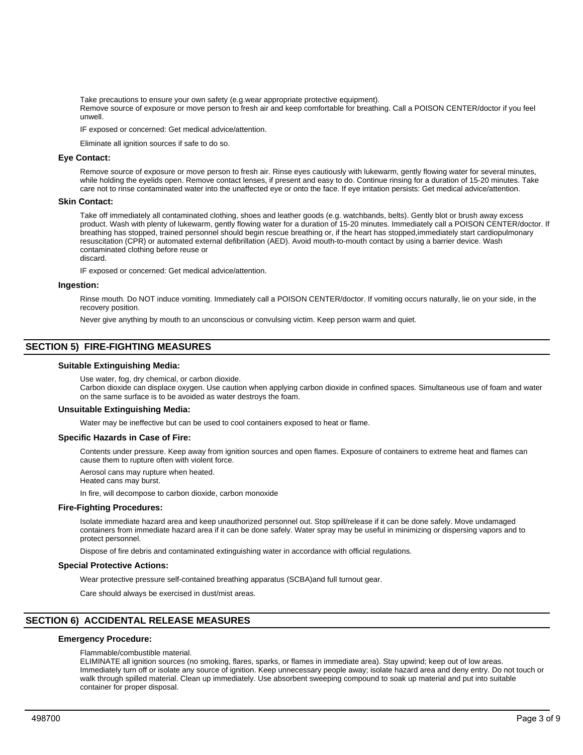Take precautions to ensure your own safety (e.g.wear appropriate protective equipment).
Remove source of exposure or move person to fresh air and keep comfortable for breathing. Call a POISON CENTER/doctor if you feel unwell.

IF exposed or concerned: Get medical advice/attention.

Eliminate all ignition sources if safe to do so.

### Eye Contact:

Remove source of exposure or move person to fresh air. Rinse eyes cautiously with lukewarm, gently flowing water for several minutes, while holding the eyelids open. Remove contact lenses, if present and easy to do. Continue rinsing for a duration of 15-20 minutes. Take care not to rinse contaminated water into the unaffected eye or onto the face. If eye irritation persists: Get medical advice/attention.

### Skin Contact:

Take off immediately all contaminated clothing, shoes and leather goods (e.g. watchbands, belts). Gently blot or brush away excess product. Wash with plenty of lukewarm, gently flowing water for a duration of 15-20 minutes. Immediately call a POISON CENTER/doctor. If breathing has stopped, trained personnel should begin rescue breathing or, if the heart has stopped,immediately start cardiopulmonary resuscitation (CPR) or automated external defibrillation (AED). Avoid mouth-to-mouth contact by using a barrier device. Wash contaminated clothing before reuse or
discard.

IF exposed or concerned: Get medical advice/attention.

### Ingestion:

Rinse mouth. Do NOT induce vomiting. Immediately call a POISON CENTER/doctor. If vomiting occurs naturally, lie on your side, in the recovery position.

Never give anything by mouth to an unconscious or convulsing victim. Keep person warm and quiet.

## SECTION 5) FIRE-FIGHTING MEASURES

### Suitable Extinguishing Media:

Use water, fog, dry chemical, or carbon dioxide.
Carbon dioxide can displace oxygen. Use caution when applying carbon dioxide in confined spaces. Simultaneous use of foam and water on the same surface is to be avoided as water destroys the foam.

### Unsuitable Extinguishing Media:

Water may be ineffective but can be used to cool containers exposed to heat or flame.

### Specific Hazards in Case of Fire:

Contents under pressure. Keep away from ignition sources and open flames. Exposure of containers to extreme heat and flames can cause them to rupture often with violent force.

Aerosol cans may rupture when heated.
Heated cans may burst.

In fire, will decompose to carbon dioxide, carbon monoxide

### Fire-Fighting Procedures:

Isolate immediate hazard area and keep unauthorized personnel out. Stop spill/release if it can be done safely. Move undamaged containers from immediate hazard area if it can be done safely. Water spray may be useful in minimizing or dispersing vapors and to protect personnel.

Dispose of fire debris and contaminated extinguishing water in accordance with official regulations.

### Special Protective Actions:

Wear protective pressure self-contained breathing apparatus (SCBA)and full turnout gear.

Care should always be exercised in dust/mist areas.

## SECTION 6) ACCIDENTAL RELEASE MEASURES

### Emergency Procedure:

Flammable/combustible material.
ELIMINATE all ignition sources (no smoking, flares, sparks, or flames in immediate area). Stay upwind; keep out of low areas. Immediately turn off or isolate any source of ignition. Keep unnecessary people away; isolate hazard area and deny entry. Do not touch or walk through spilled material. Clean up immediately. Use absorbent sweeping compound to soak up material and put into suitable container for proper disposal.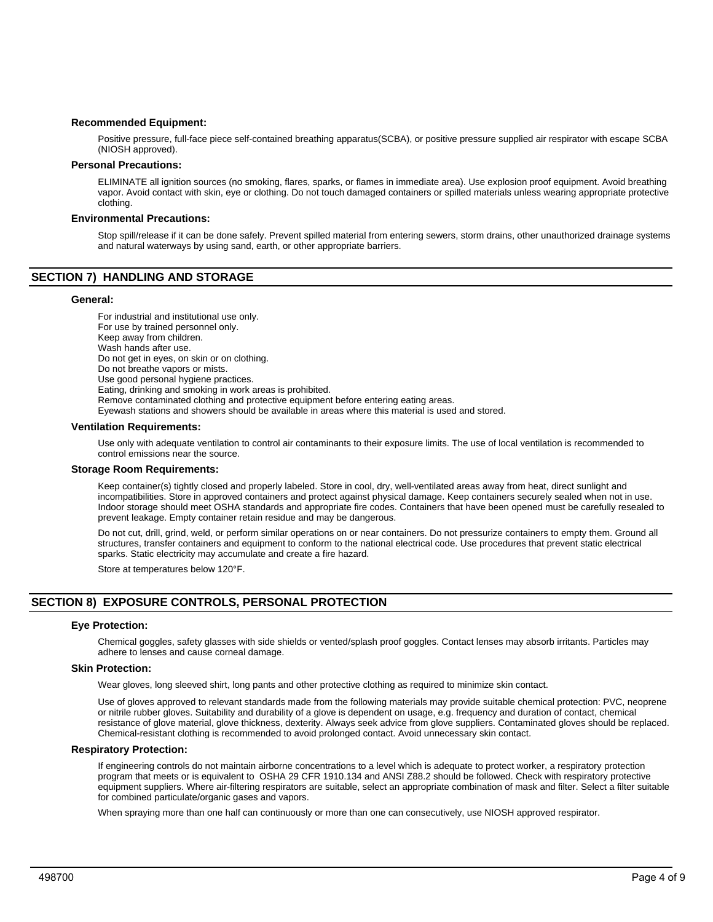**Recommended Equipment:**

Positive pressure, full-face piece self-contained breathing apparatus(SCBA), or positive pressure supplied air respirator with escape SCBA (NIOSH approved).

**Personal Precautions:**

ELIMINATE all ignition sources (no smoking, flares, sparks, or flames in immediate area). Use explosion proof equipment. Avoid breathing vapor. Avoid contact with skin, eye or clothing. Do not touch damaged containers or spilled materials unless wearing appropriate protective clothing.

**Environmental Precautions:**

Stop spill/release if it can be done safely. Prevent spilled material from entering sewers, storm drains, other unauthorized drainage systems and natural waterways by using sand, earth, or other appropriate barriers.

## SECTION 7) HANDLING AND STORAGE

**General:**

For industrial and institutional use only.
For use by trained personnel only.
Keep away from children.
Wash hands after use.
Do not get in eyes, on skin or on clothing.
Do not breathe vapors or mists.
Use good personal hygiene practices.
Eating, drinking and smoking in work areas is prohibited.
Remove contaminated clothing and protective equipment before entering eating areas.
Eyewash stations and showers should be available in areas where this material is used and stored.

**Ventilation Requirements:**

Use only with adequate ventilation to control air contaminants to their exposure limits. The use of local ventilation is recommended to control emissions near the source.

**Storage Room Requirements:**

Keep container(s) tightly closed and properly labeled. Store in cool, dry, well-ventilated areas away from heat, direct sunlight and incompatibilities. Store in approved containers and protect against physical damage. Keep containers securely sealed when not in use. Indoor storage should meet OSHA standards and appropriate fire codes. Containers that have been opened must be carefully resealed to prevent leakage. Empty container retain residue and may be dangerous.

Do not cut, drill, grind, weld, or perform similar operations on or near containers. Do not pressurize containers to empty them. Ground all structures, transfer containers and equipment to conform to the national electrical code. Use procedures that prevent static electrical sparks. Static electricity may accumulate and create a fire hazard.

Store at temperatures below 120°F.

## SECTION 8) EXPOSURE CONTROLS, PERSONAL PROTECTION

**Eye Protection:**

Chemical goggles, safety glasses with side shields or vented/splash proof goggles. Contact lenses may absorb irritants. Particles may adhere to lenses and cause corneal damage.

**Skin Protection:**

Wear gloves, long sleeved shirt, long pants and other protective clothing as required to minimize skin contact.

Use of gloves approved to relevant standards made from the following materials may provide suitable chemical protection: PVC, neoprene or nitrile rubber gloves. Suitability and durability of a glove is dependent on usage, e.g. frequency and duration of contact, chemical resistance of glove material, glove thickness, dexterity. Always seek advice from glove suppliers. Contaminated gloves should be replaced. Chemical-resistant clothing is recommended to avoid prolonged contact. Avoid unnecessary skin contact.

**Respiratory Protection:**

If engineering controls do not maintain airborne concentrations to a level which is adequate to protect worker, a respiratory protection program that meets or is equivalent to OSHA 29 CFR 1910.134 and ANSI Z88.2 should be followed. Check with respiratory protective equipment suppliers. Where air-filtering respirators are suitable, select an appropriate combination of mask and filter. Select a filter suitable for combined particulate/organic gases and vapors.

When spraying more than one half can continuously or more than one can consecutively, use NIOSH approved respirator.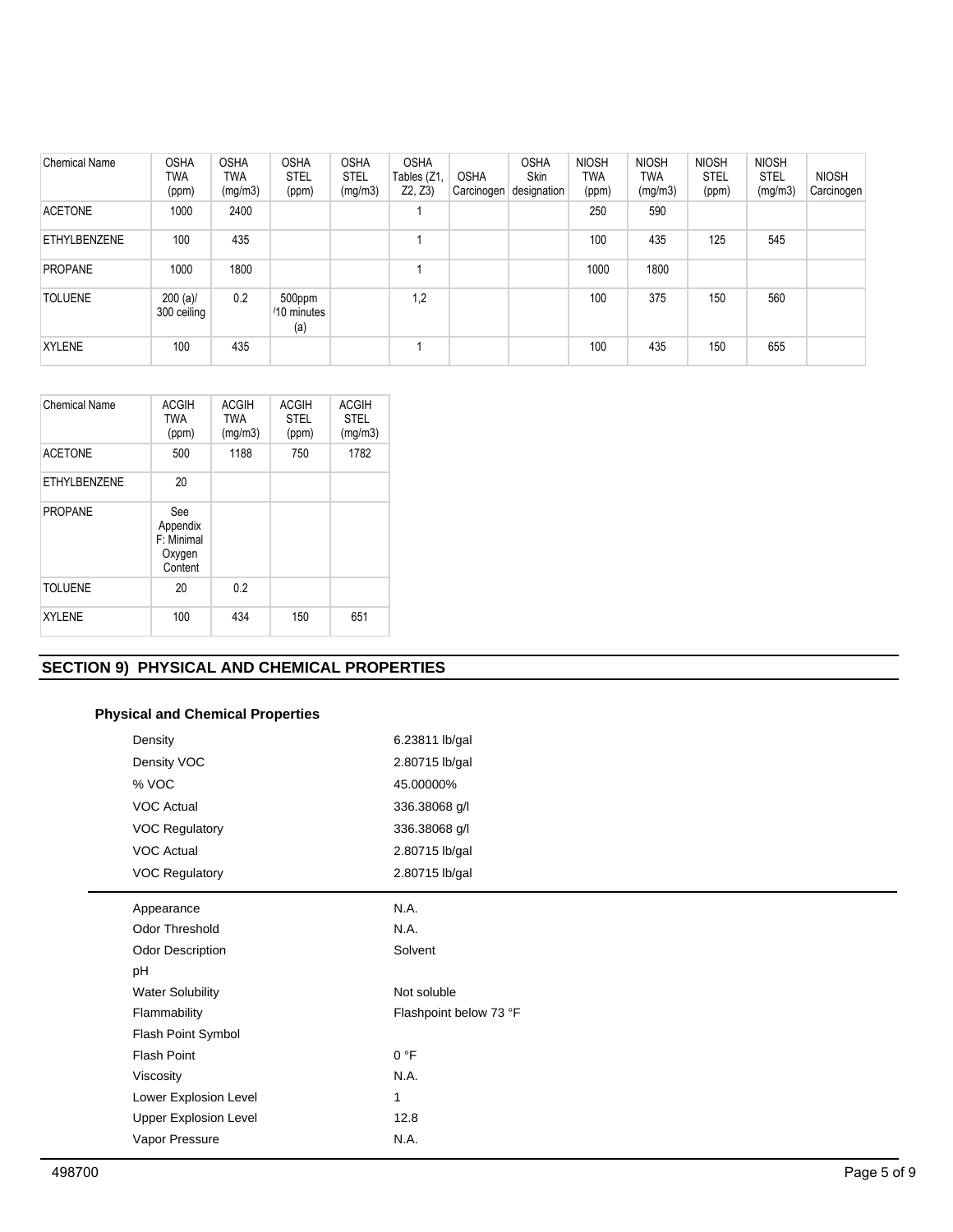| Chemical Name | OSHA TWA (ppm) | OSHA TWA (mg/m3) | OSHA STEL (ppm) | OSHA STEL (mg/m3) | OSHA Tables (Z1, Z2, Z3) | OSHA Carcinogen | OSHA Skin designation | NIOSH TWA (ppm) | NIOSH TWA (mg/m3) | NIOSH STEL (ppm) | NIOSH STEL (mg/m3) | NIOSH Carcinogen |
|---|---|---|---|---|---|---|---|---|---|---|---|---|
| ACETONE | 1000 | 2400 | | | 1 | | | 250 | 590 | | | |
| ETHYLBENZENE | 100 | 435 | | | 1 | | | 100 | 435 | 125 | 545 | |
| PROPANE | 1000 | 1800 | | | 1 | | | 1000 | 1800 | | | |
| TOLUENE | 200 (a)/ 300 ceiling | 0.2 | 500ppm /10 minutes (a) | | 1,2 | | | 100 | 375 | 150 | 560 | |
| XYLENE | 100 | 435 | | | 1 | | | 100 | 435 | 150 | 655 | |

| Chemical Name | ACGIH TWA (ppm) | ACGIH TWA (mg/m3) | ACGIH STEL (ppm) | ACGIH STEL (mg/m3) |
|---|---|---|---|---|
| ACETONE | 500 | 1188 | 750 | 1782 |
| ETHYLBENZENE | 20 | | | |
| PROPANE | See Appendix F: Minimal Oxygen Content | | | |
| TOLUENE | 20 | 0.2 | | |
| XYLENE | 100 | 434 | 150 | 651 |

## SECTION 9) PHYSICAL AND CHEMICAL PROPERTIES

### Physical and Chemical Properties

| | |
|---|---|
| Density | 6.23811 lb/gal |
| Density VOC | 2.80715 lb/gal |
| % VOC | 45.00000% |
| VOC Actual | 336.38068 g/l |
| VOC Regulatory | 336.38068 g/l |
| VOC Actual | 2.80715 lb/gal |
| VOC Regulatory | 2.80715 lb/gal |

| | |
|---|---|
| Appearance | N.A. |
| Odor Threshold | N.A. |
| Odor Description | Solvent |
| pH | |
| Water Solubility | Not soluble |
| Flammability | Flashpoint below 73 °F |
| Flash Point Symbol | |
| Flash Point | 0 °F |
| Viscosity | N.A. |
| Lower Explosion Level | 1 |
| Upper Explosion Level | 12.8 |
| Vapor Pressure | N.A. |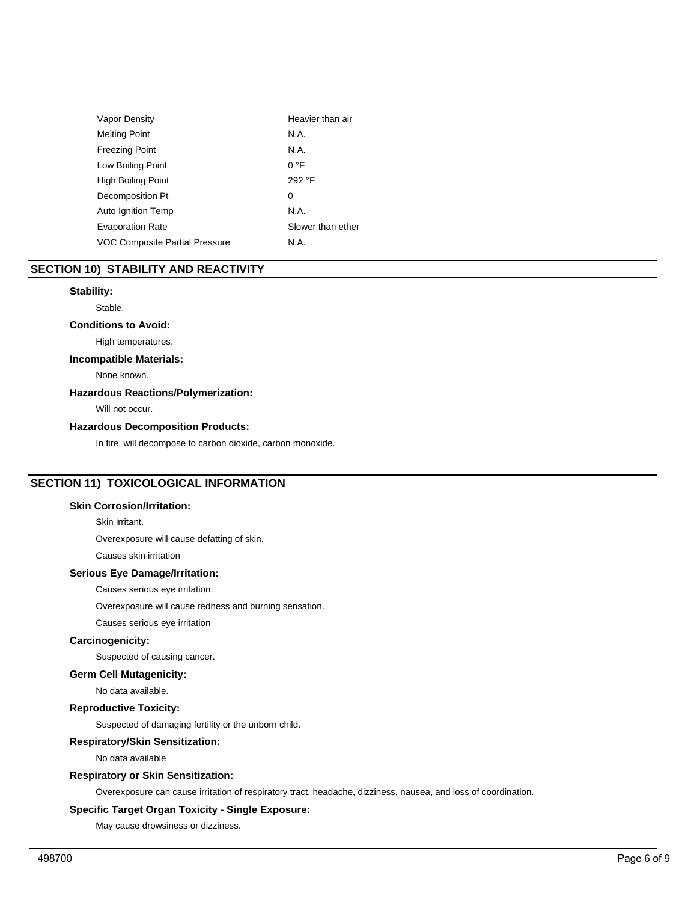| | |
|---|---|
| Vapor Density | Heavier than air |
| Melting Point | N.A. |
| Freezing Point | N.A. |
| Low Boiling Point | 0 °F |
| High Boiling Point | 292 °F |
| Decomposition Pt | 0 |
| Auto Ignition Temp | N.A. |
| Evaporation Rate | Slower than ether |
| VOC Composite Partial Pressure | N.A. |

## SECTION 10) STABILITY AND REACTIVITY

**Stability:**

Stable.

**Conditions to Avoid:**

High temperatures.

**Incompatible Materials:**

None known.

**Hazardous Reactions/Polymerization:**

Will not occur.

**Hazardous Decomposition Products:**

In fire, will decompose to carbon dioxide, carbon monoxide.

## SECTION 11) TOXICOLOGICAL INFORMATION

**Skin Corrosion/Irritation:**

Skin irritant.

Overexposure will cause defatting of skin.

Causes skin irritation

**Serious Eye Damage/Irritation:**

Causes serious eye irritation.

Overexposure will cause redness and burning sensation.

Causes serious eye irritation

**Carcinogenicity:**

Suspected of causing cancer.

**Germ Cell Mutagenicity:**

No data available.

**Reproductive Toxicity:**

Suspected of damaging fertility or the unborn child.

**Respiratory/Skin Sensitization:**

No data available

**Respiratory or Skin Sensitization:**

Overexposure can cause irritation of respiratory tract, headache, dizziness, nausea, and loss of coordination.

**Specific Target Organ Toxicity - Single Exposure:**

May cause drowsiness or dizziness.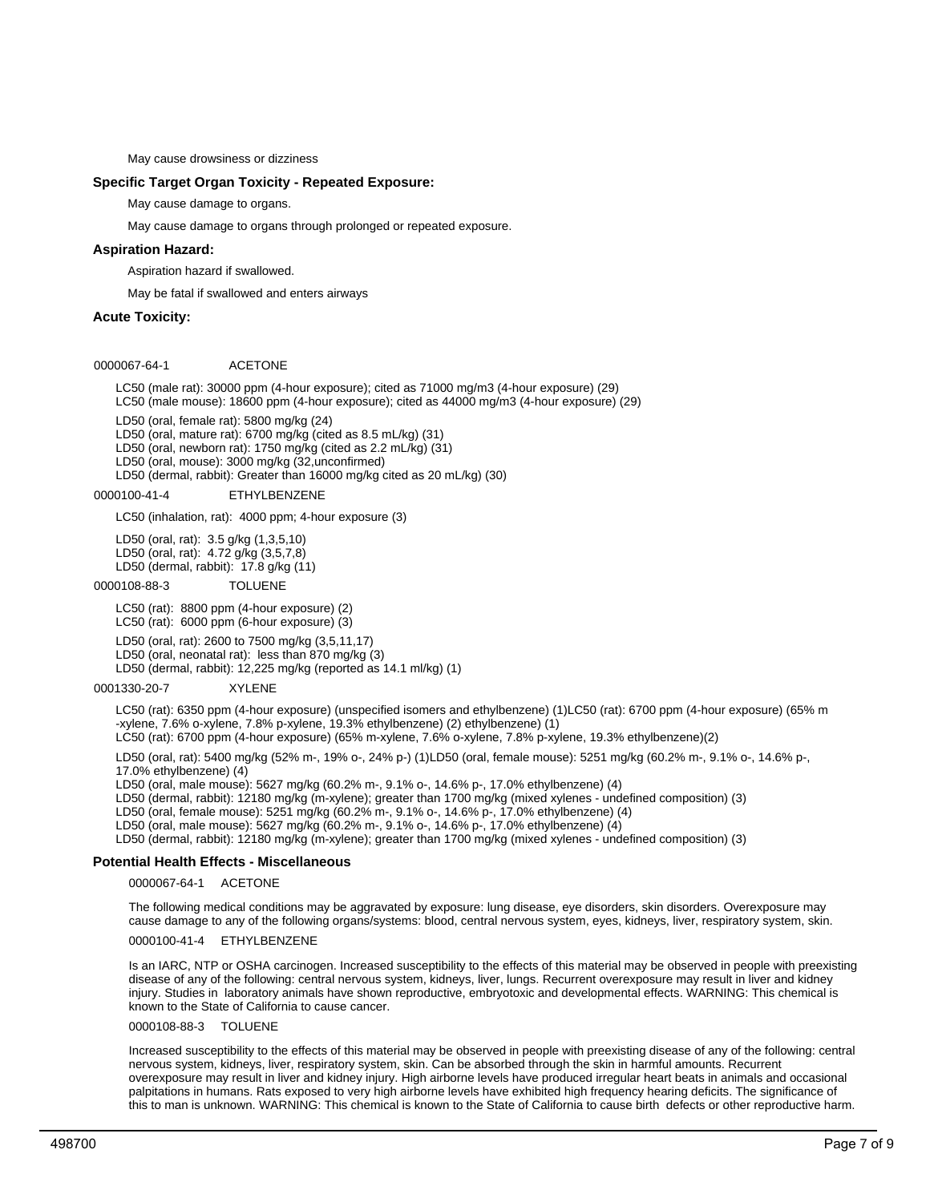May cause drowsiness or dizziness

**Specific Target Organ Toxicity - Repeated Exposure:**

May cause damage to organs.

May cause damage to organs through prolonged or repeated exposure.

**Aspiration Hazard:**

Aspiration hazard if swallowed.

May be fatal if swallowed and enters airways

**Acute Toxicity:**

0000067-64-1 ACETONE

LC50 (male rat): 30000 ppm (4-hour exposure); cited as 71000 mg/m3 (4-hour exposure) (29)
LC50 (male mouse): 18600 ppm (4-hour exposure); cited as 44000 mg/m3 (4-hour exposure) (29)

LD50 (oral, female rat): 5800 mg/kg (24)
LD50 (oral, mature rat): 6700 mg/kg (cited as 8.5 mL/kg) (31)
LD50 (oral, newborn rat): 1750 mg/kg (cited as 2.2 mL/kg) (31)
LD50 (oral, mouse): 3000 mg/kg (32,unconfirmed)
LD50 (dermal, rabbit): Greater than 16000 mg/kg cited as 20 mL/kg) (30)

0000100-41-4 ETHYLBENZENE

LC50 (inhalation, rat): 4000 ppm; 4-hour exposure (3)

LD50 (oral, rat): 3.5 g/kg (1,3,5,10)
LD50 (oral, rat): 4.72 g/kg (3,5,7,8)
LD50 (dermal, rabbit): 17.8 g/kg (11)

0000108-88-3 TOLUENE

LC50 (rat): 8800 ppm (4-hour exposure) (2)
LC50 (rat): 6000 ppm (6-hour exposure) (3)

LD50 (oral, rat): 2600 to 7500 mg/kg (3,5,11,17)
LD50 (oral, neonatal rat): less than 870 mg/kg (3)
LD50 (dermal, rabbit): 12,225 mg/kg (reported as 14.1 ml/kg) (1)

0001330-20-7 XYLENE

LC50 (rat): 6350 ppm (4-hour exposure) (unspecified isomers and ethylbenzene) (1)LC50 (rat): 6700 ppm (4-hour exposure) (65% m-xylene, 7.6% o-xylene, 7.8% p-xylene, 19.3% ethylbenzene) (2) ethylbenzene) (1)
LC50 (rat): 6700 ppm (4-hour exposure) (65% m-xylene, 7.6% o-xylene, 7.8% p-xylene, 19.3% ethylbenzene)(2)

LD50 (oral, rat): 5400 mg/kg (52% m-, 19% o-, 24% p-) (1)LD50 (oral, female mouse): 5251 mg/kg (60.2% m-, 9.1% o-, 14.6% p-, 17.0% ethylbenzene) (4)
LD50 (oral, male mouse): 5627 mg/kg (60.2% m-, 9.1% o-, 14.6% p-, 17.0% ethylbenzene) (4)
LD50 (dermal, rabbit): 12180 mg/kg (m-xylene); greater than 1700 mg/kg (mixed xylenes - undefined composition) (3)
LD50 (oral, female mouse): 5251 mg/kg (60.2% m-, 9.1% o-, 14.6% p-, 17.0% ethylbenzene) (4)
LD50 (oral, male mouse): 5627 mg/kg (60.2% m-, 9.1% o-, 14.6% p-, 17.0% ethylbenzene) (4)
LD50 (dermal, rabbit): 12180 mg/kg (m-xylene); greater than 1700 mg/kg (mixed xylenes - undefined composition) (3)

**Potential Health Effects - Miscellaneous**

0000067-64-1 ACETONE

The following medical conditions may be aggravated by exposure: lung disease, eye disorders, skin disorders. Overexposure may cause damage to any of the following organs/systems: blood, central nervous system, eyes, kidneys, liver, respiratory system, skin.

0000100-41-4 ETHYLBENZENE

Is an IARC, NTP or OSHA carcinogen. Increased susceptibility to the effects of this material may be observed in people with preexisting disease of any of the following: central nervous system, kidneys, liver, lungs. Recurrent overexposure may result in liver and kidney injury. Studies in laboratory animals have shown reproductive, embryotoxic and developmental effects. WARNING: This chemical is known to the State of California to cause cancer.

0000108-88-3 TOLUENE

Increased susceptibility to the effects of this material may be observed in people with preexisting disease of any of the following: central nervous system, kidneys, liver, respiratory system, skin. Can be absorbed through the skin in harmful amounts. Recurrent overexposure may result in liver and kidney injury. High airborne levels have produced irregular heart beats in animals and occasional palpitations in humans. Rats exposed to very high airborne levels have exhibited high frequency hearing deficits. The significance of this to man is unknown. WARNING: This chemical is known to the State of California to cause birth defects or other reproductive harm.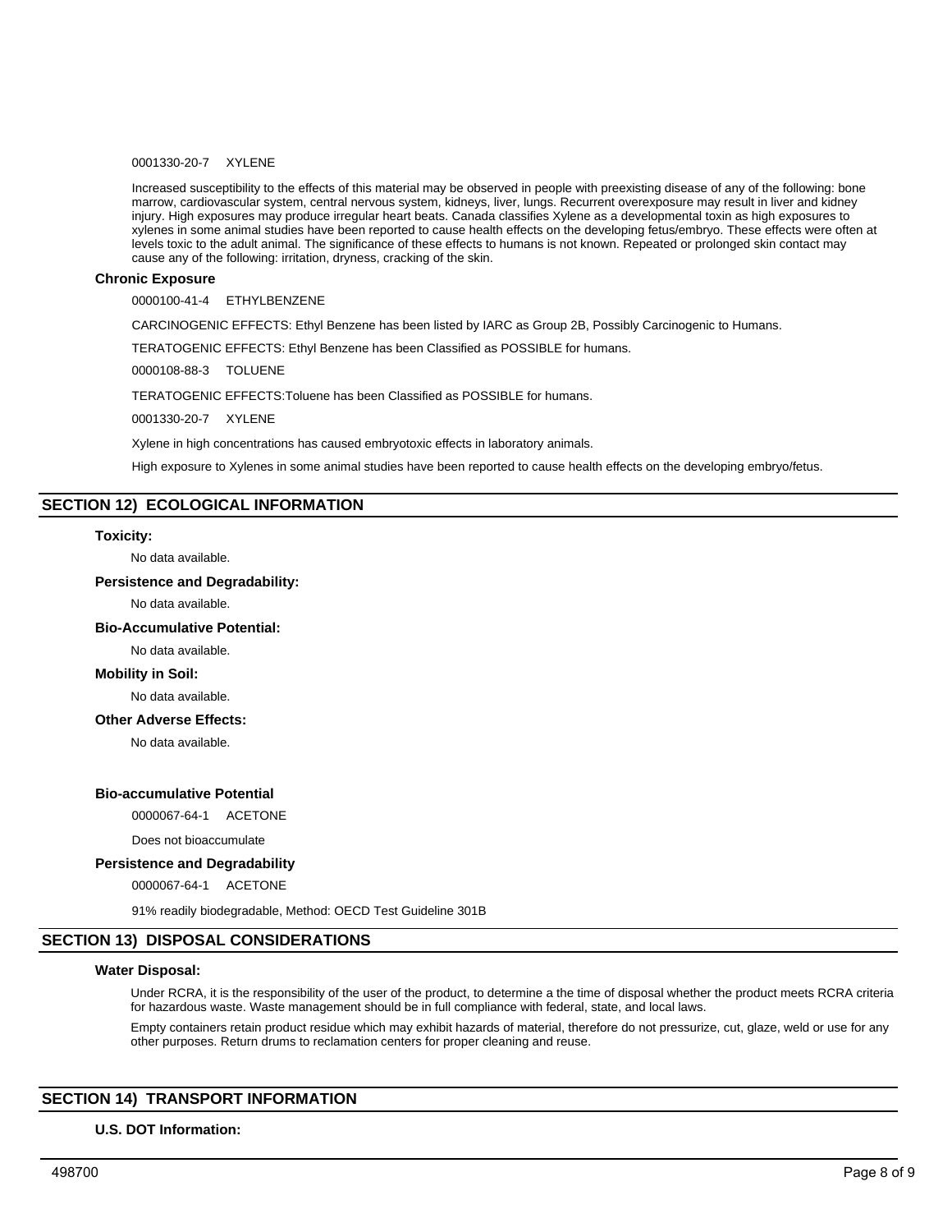0001330-20-7  XYLENE

Increased susceptibility to the effects of this material may be observed in people with preexisting disease of any of the following: bone marrow, cardiovascular system, central nervous system, kidneys, liver, lungs. Recurrent overexposure may result in liver and kidney injury. High exposures may produce irregular heart beats. Canada classifies Xylene as a developmental toxin as high exposures to xylenes in some animal studies have been reported to cause health effects on the developing fetus/embryo. These effects were often at levels toxic to the adult animal. The significance of these effects to humans is not known. Repeated or prolonged skin contact may cause any of the following: irritation, dryness, cracking of the skin.

**Chronic Exposure**

0000100-41-4  ETHYLBENZENE

CARCINOGENIC EFFECTS: Ethyl Benzene has been listed by IARC as Group 2B, Possibly Carcinogenic to Humans.

TERATOGENIC EFFECTS: Ethyl Benzene has been Classified as POSSIBLE for humans.

0000108-88-3  TOLUENE

TERATOGENIC EFFECTS:Toluene has been Classified as POSSIBLE for humans.

0001330-20-7  XYLENE

Xylene in high concentrations has caused embryotoxic effects in laboratory animals.

High exposure to Xylenes in some animal studies have been reported to cause health effects on the developing embryo/fetus.

## SECTION 12) ECOLOGICAL INFORMATION

**Toxicity:**

No data available.

**Persistence and Degradability:**

No data available.

**Bio-Accumulative Potential:**

No data available.

**Mobility in Soil:**

No data available.

**Other Adverse Effects:**

No data available.

**Bio-accumulative Potential**

0000067-64-1  ACETONE

Does not bioaccumulate

**Persistence and Degradability**

0000067-64-1  ACETONE

91% readily biodegradable, Method: OECD Test Guideline 301B

## SECTION 13) DISPOSAL CONSIDERATIONS

**Water Disposal:**

Under RCRA, it is the responsibility of the user of the product, to determine a the time of disposal whether the product meets RCRA criteria for hazardous waste. Waste management should be in full compliance with federal, state, and local laws.

Empty containers retain product residue which may exhibit hazards of material, therefore do not pressurize, cut, glaze, weld or use for any other purposes. Return drums to reclamation centers for proper cleaning and reuse.

## SECTION 14) TRANSPORT INFORMATION

**U.S. DOT Information:**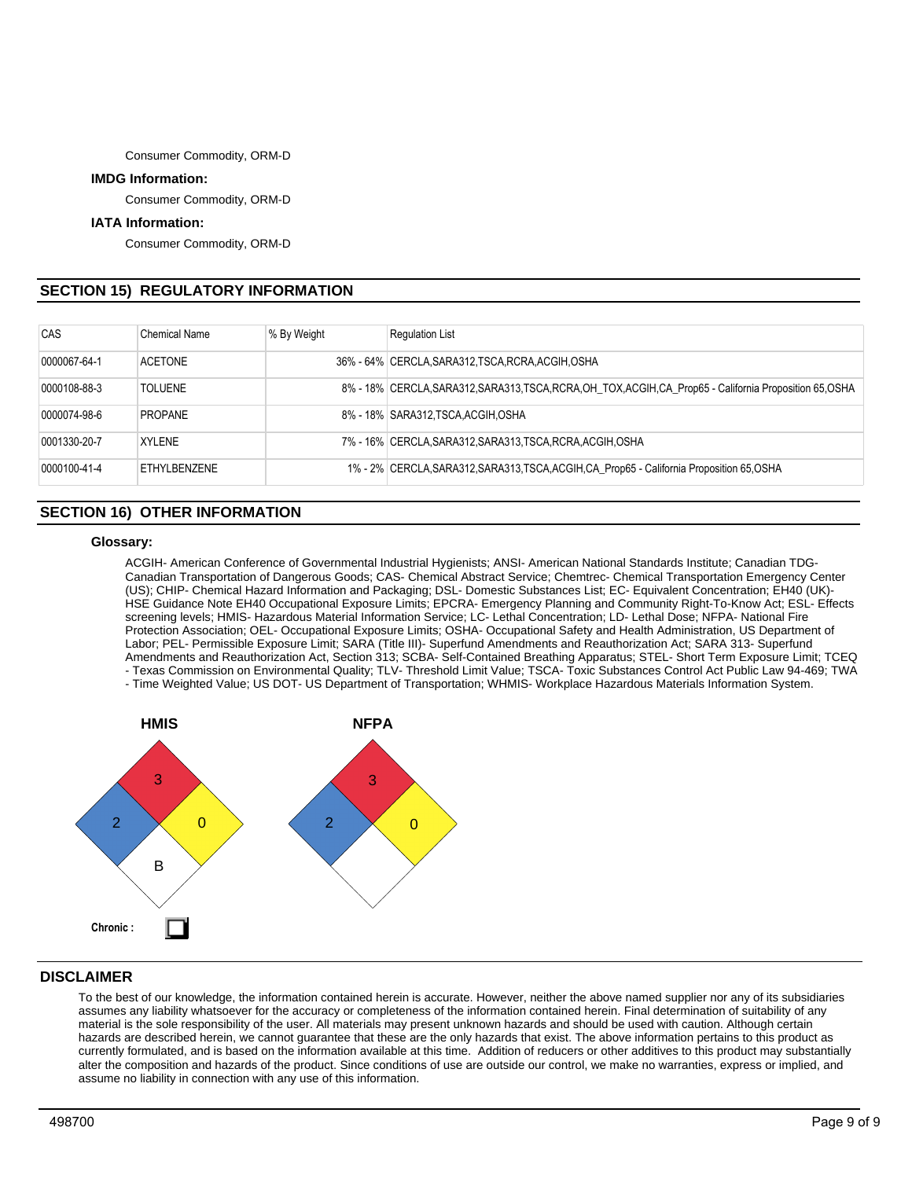Consumer Commodity, ORM-D

**IMDG Information:**

Consumer Commodity, ORM-D

**IATA Information:**

Consumer Commodity, ORM-D

## SECTION 15) REGULATORY INFORMATION

| CAS | Chemical Name | % By Weight | Regulation List |
|---|---|---|---|
| 0000067-64-1 | ACETONE | 36% - 64% | CERCLA,SARA312,TSCA,RCRA,ACGIH,OSHA |
| 0000108-88-3 | TOLUENE | 8% - 18% | CERCLA,SARA312,SARA313,TSCA,RCRA,OH_TOX,ACGIH,CA_Prop65 - California Proposition 65,OSHA |
| 0000074-98-6 | PROPANE | 8% - 18% | SARA312,TSCA,ACGIH,OSHA |
| 0001330-20-7 | XYLENE | 7% - 16% | CERCLA,SARA312,SARA313,TSCA,RCRA,ACGIH,OSHA |
| 0000100-41-4 | ETHYLBENZENE | 1% - 2% | CERCLA,SARA312,SARA313,TSCA,ACGIH,CA_Prop65 - California Proposition 65,OSHA |

## SECTION 16) OTHER INFORMATION

**Glossary:**

ACGIH- American Conference of Governmental Industrial Hygienists; ANSI- American National Standards Institute; Canadian TDG- Canadian Transportation of Dangerous Goods; CAS- Chemical Abstract Service; Chemtrec- Chemical Transportation Emergency Center (US); CHIP- Chemical Hazard Information and Packaging; DSL- Domestic Substances List; EC- Equivalent Concentration; EH40 (UK)- HSE Guidance Note EH40 Occupational Exposure Limits; EPCRA- Emergency Planning and Community Right-To-Know Act; ESL- Effects screening levels; HMIS- Hazardous Material Information Service; LC- Lethal Concentration; LD- Lethal Dose; NFPA- National Fire Protection Association; OEL- Occupational Exposure Limits; OSHA- Occupational Safety and Health Administration, US Department of Labor; PEL- Permissible Exposure Limit; SARA (Title III)- Superfund Amendments and Reauthorization Act; SARA 313- Superfund Amendments and Reauthorization Act, Section 313; SCBA- Self-Contained Breathing Apparatus; STEL- Short Term Exposure Limit; TCEQ - Texas Commission on Environmental Quality; TLV- Threshold Limit Value; TSCA- Toxic Substances Control Act Public Law 94-469; TWA - Time Weighted Value; US DOT- US Department of Transportation; WHMIS- Workplace Hazardous Materials Information System.

**HMIS**

3

2

0

B

**NFPA**

3

2

0

**Chronic :** ☐

## DISCLAIMER

To the best of our knowledge, the information contained herein is accurate. However, neither the above named supplier nor any of its subsidiaries assumes any liability whatsoever for the accuracy or completeness of the information contained herein. Final determination of suitability of any material is the sole responsibility of the user. All materials may present unknown hazards and should be used with caution. Although certain hazards are described herein, we cannot guarantee that these are the only hazards that exist. The above information pertains to this product as currently formulated, and is based on the information available at this time. Addition of reducers or other additives to this product may substantially alter the composition and hazards of the product. Since conditions of use are outside our control, we make no warranties, express or implied, and assume no liability in connection with any use of this information.